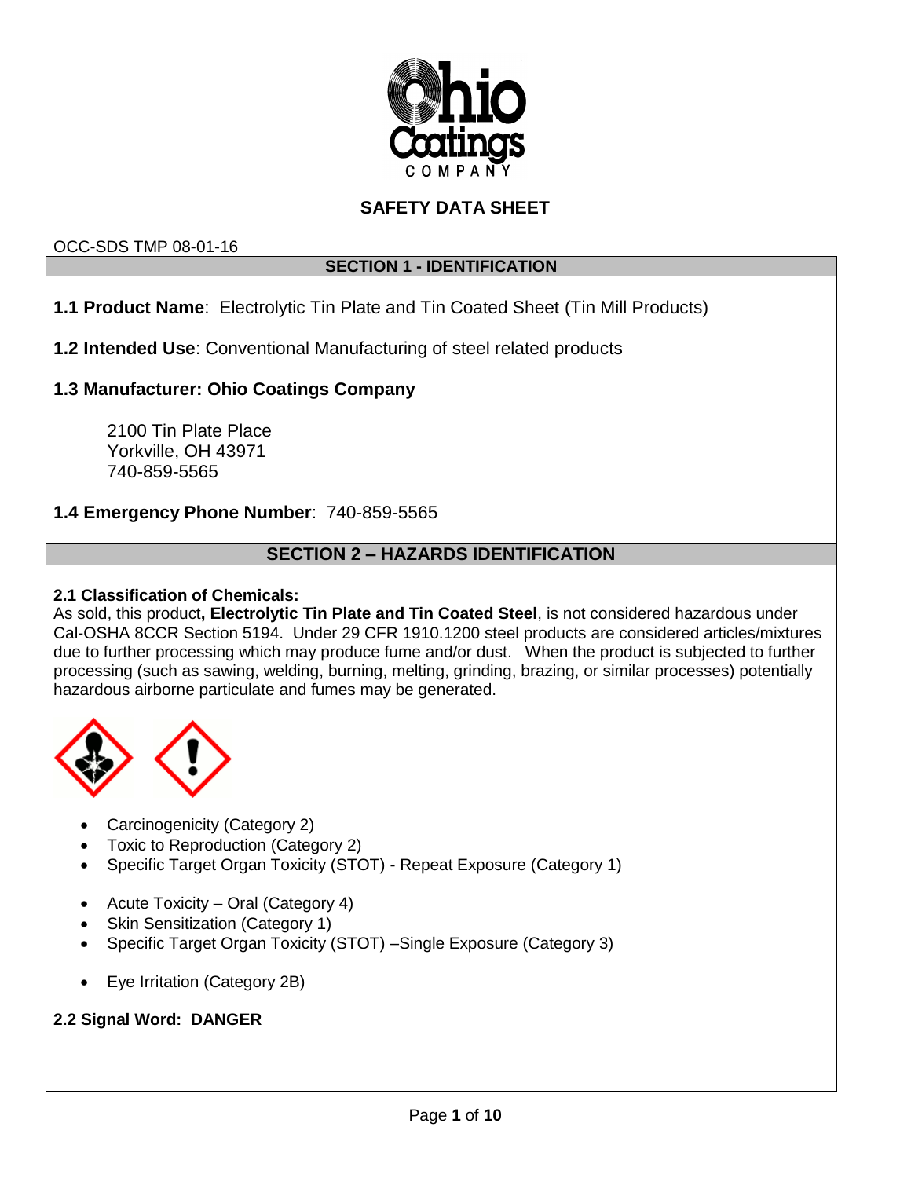# SAFETY DATA SHEET

OCC-SDS TMP 08-01-16

## SECTION 1 - IDENTIFICATION

**1.1 Product Name**: Electrolytic Tin Plate and Tin Coated Sheet (Tin Mill Products)

**1.2 Intended Use**: Conventional Manufacturing of steel related products

**1.3 Manufacturer: Ohio Coatings Company**

2100 Tin Plate Place
Yorkville, OH 43971
740-859-5565

**1.4 Emergency Phone Number**: 740-859-5565

## SECTION 2 – HAZARDS IDENTIFICATION

**2.1 Classification of Chemicals:**
As sold, this product**, Electrolytic Tin Plate and Tin Coated Steel**, is not considered hazardous under Cal-OSHA 8CCR Section 5194. Under 29 CFR 1910.1200 steel products are considered articles/mixtures due to further processing which may produce fume and/or dust. When the product is subjected to further processing (such as sawing, welding, burning, melting, grinding, brazing, or similar processes) potentially hazardous airborne particulate and fumes may be generated.

- Carcinogenicity (Category 2)
- Toxic to Reproduction (Category 2)
- Specific Target Organ Toxicity (STOT) - Repeat Exposure (Category 1)

- Acute Toxicity – Oral (Category 4)
- Skin Sensitization (Category 1)
- Specific Target Organ Toxicity (STOT) –Single Exposure (Category 3)

- Eye Irritation (Category 2B)

**2.2 Signal Word: DANGER**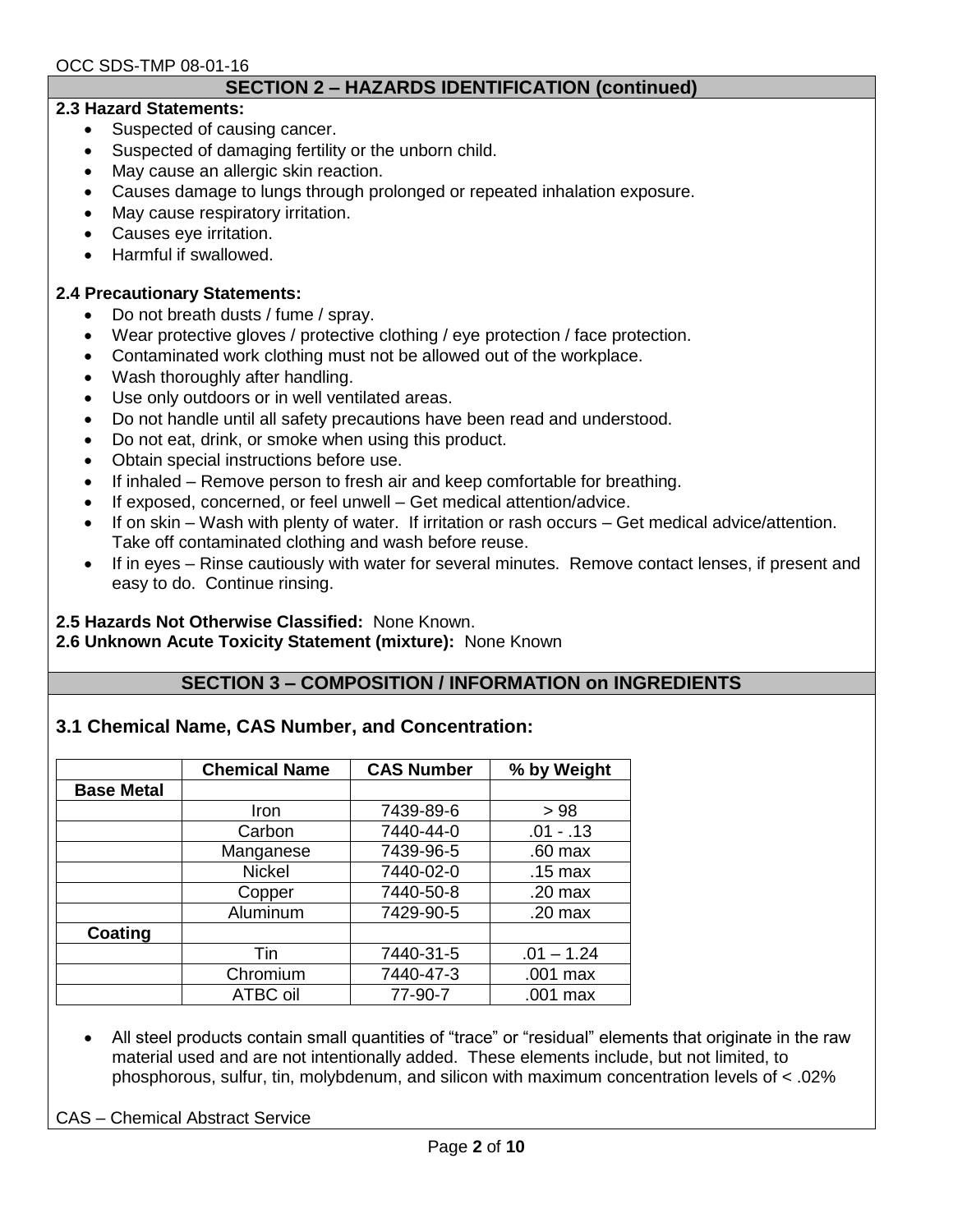## SECTION 2 – HAZARDS IDENTIFICATION (continued)

**2.3 Hazard Statements:**

- Suspected of causing cancer.
- Suspected of damaging fertility or the unborn child.
- May cause an allergic skin reaction.
- Causes damage to lungs through prolonged or repeated inhalation exposure.
- May cause respiratory irritation.
- Causes eye irritation.
- Harmful if swallowed.

**2.4 Precautionary Statements:**

- Do not breath dusts / fume / spray.
- Wear protective gloves / protective clothing / eye protection / face protection.
- Contaminated work clothing must not be allowed out of the workplace.
- Wash thoroughly after handling.
- Use only outdoors or in well ventilated areas.
- Do not handle until all safety precautions have been read and understood.
- Do not eat, drink, or smoke when using this product.
- Obtain special instructions before use.
- If inhaled – Remove person to fresh air and keep comfortable for breathing.
- If exposed, concerned, or feel unwell – Get medical attention/advice.
- If on skin – Wash with plenty of water. If irritation or rash occurs – Get medical advice/attention. Take off contaminated clothing and wash before reuse.
- If in eyes – Rinse cautiously with water for several minutes. Remove contact lenses, if present and easy to do. Continue rinsing.

**2.5 Hazards Not Otherwise Classified:** None Known.
**2.6 Unknown Acute Toxicity Statement (mixture):** None Known

## SECTION 3 – COMPOSITION / INFORMATION on INGREDIENTS

### 3.1 Chemical Name, CAS Number, and Concentration:

| | Chemical Name | CAS Number | % by Weight |
|---|---|---|---|
| **Base Metal** | | | |
| | Iron | 7439-89-6 | > 98 |
| | Carbon | 7440-44-0 | .01 - .13 |
| | Manganese | 7439-96-5 | .60 max |
| | Nickel | 7440-02-0 | .15 max |
| | Copper | 7440-50-8 | .20 max |
| | Aluminum | 7429-90-5 | .20 max |
| **Coating** | | | |
| | Tin | 7440-31-5 | .01 – 1.24 |
| | Chromium | 7440-47-3 | .001 max |
| | ATBC oil | 77-90-7 | .001 max |

- All steel products contain small quantities of "trace" or "residual" elements that originate in the raw material used and are not intentionally added. These elements include, but not limited, to phosphorous, sulfur, tin, molybdenum, and silicon with maximum concentration levels of < .02%

CAS – Chemical Abstract Service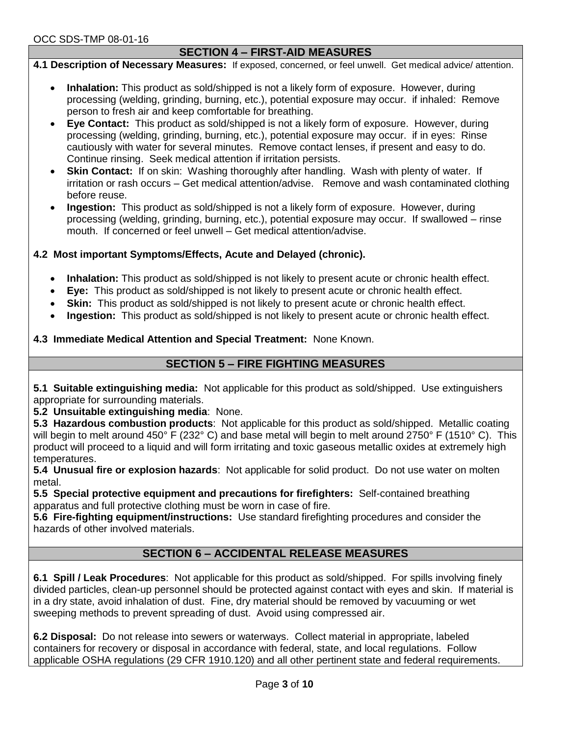## SECTION 4 – FIRST-AID MEASURES

**4.1 Description of Necessary Measures:** If exposed, concerned, or feel unwell. Get medical advice/ attention.

- **Inhalation:** This product as sold/shipped is not a likely form of exposure. However, during processing (welding, grinding, burning, etc.), potential exposure may occur. if inhaled: Remove person to fresh air and keep comfortable for breathing.
- **Eye Contact:** This product as sold/shipped is not a likely form of exposure. However, during processing (welding, grinding, burning, etc.), potential exposure may occur. if in eyes: Rinse cautiously with water for several minutes. Remove contact lenses, if present and easy to do. Continue rinsing. Seek medical attention if irritation persists.
- **Skin Contact:** If on skin: Washing thoroughly after handling. Wash with plenty of water. If irritation or rash occurs – Get medical attention/advise. Remove and wash contaminated clothing before reuse.
- **Ingestion:** This product as sold/shipped is not a likely form of exposure. However, during processing (welding, grinding, burning, etc.), potential exposure may occur. If swallowed – rinse mouth. If concerned or feel unwell – Get medical attention/advise.

**4.2 Most important Symptoms/Effects, Acute and Delayed (chronic).**

- **Inhalation:** This product as sold/shipped is not likely to present acute or chronic health effect.
- **Eye:** This product as sold/shipped is not likely to present acute or chronic health effect.
- **Skin:** This product as sold/shipped is not likely to present acute or chronic health effect.
- **Ingestion:** This product as sold/shipped is not likely to present acute or chronic health effect.

**4.3 Immediate Medical Attention and Special Treatment:** None Known.

## SECTION 5 – FIRE FIGHTING MEASURES

**5.1 Suitable extinguishing media:** Not applicable for this product as sold/shipped. Use extinguishers appropriate for surrounding materials.
**5.2 Unsuitable extinguishing media**: None.
**5.3 Hazardous combustion products**: Not applicable for this product as sold/shipped. Metallic coating will begin to melt around 450° F (232° C) and base metal will begin to melt around 2750° F (1510° C). This product will proceed to a liquid and will form irritating and toxic gaseous metallic oxides at extremely high temperatures.
**5.4 Unusual fire or explosion hazards**: Not applicable for solid product. Do not use water on molten metal.
**5.5 Special protective equipment and precautions for firefighters:** Self-contained breathing apparatus and full protective clothing must be worn in case of fire.
**5.6 Fire-fighting equipment/instructions:** Use standard firefighting procedures and consider the hazards of other involved materials.

## SECTION 6 – ACCIDENTAL RELEASE MEASURES

**6.1 Spill / Leak Procedures**: Not applicable for this product as sold/shipped. For spills involving finely divided particles, clean-up personnel should be protected against contact with eyes and skin. If material is in a dry state, avoid inhalation of dust. Fine, dry material should be removed by vacuuming or wet sweeping methods to prevent spreading of dust. Avoid using compressed air.

**6.2 Disposal:** Do not release into sewers or waterways. Collect material in appropriate, labeled containers for recovery or disposal in accordance with federal, state, and local regulations. Follow applicable OSHA regulations (29 CFR 1910.120) and all other pertinent state and federal requirements.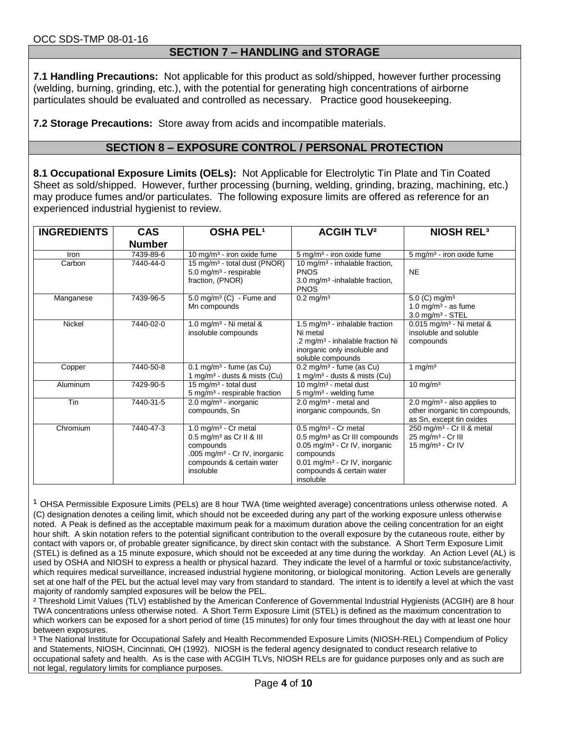## SECTION 7 – HANDLING and STORAGE

**7.1 Handling Precautions:** Not applicable for this product as sold/shipped, however further processing (welding, burning, grinding, etc.), with the potential for generating high concentrations of airborne particulates should be evaluated and controlled as necessary. Practice good housekeeping.

**7.2 Storage Precautions:** Store away from acids and incompatible materials.

## SECTION 8 – EXPOSURE CONTROL / PERSONAL PROTECTION

**8.1 Occupational Exposure Limits (OELs):** Not Applicable for Electrolytic Tin Plate and Tin Coated Sheet as sold/shipped. However, further processing (burning, welding, grinding, brazing, machining, etc.) may produce fumes and/or particulates. The following exposure limits are offered as reference for an experienced industrial hygienist to review.

| INGREDIENTS | CAS Number | OSHA PEL[1] | ACGIH TLV[2] | NIOSH REL[3] |
|---|---|---|---|---|
| Iron | 7439-89-6 | 10 mg/m³ - iron oxide fume | 5 mg/m³ - iron oxide fume | 5 mg/m³ - iron oxide fume |
| Carbon | 7440-44-0 | 15 mg/m³ - total dust (PNOR)<br>5.0 mg/m³ - respirable fraction, (PNOR) | 10 mg/m³ - inhalable fraction, PNOS<br>3.0 mg/m³ -inhalable fraction, PNOS | NE |
| Manganese | 7439-96-5 | 5.0 mg/m³ (C) - Fume and Mn compounds | 0.2 mg/m³ | 5.0 (C) mg/m³<br>1.0 mg/m³ - as fume<br>3.0 mg/m³ - STEL |
| Nickel | 7440-02-0 | 1.0 mg/m³ - Ni metal & insoluble compounds | 1.5 mg/m³ - inhalable fraction Ni metal<br>.2 mg/m³ - inhalable fraction Ni inorganic only insoluble and soluble compounds | 0.015 mg/m³ - Ni metal & insoluble and soluble compounds |
| Copper | 7440-50-8 | 0.1 mg/m³ - fume (as Cu)<br>1 mg/m³ - dusts & mists (Cu) | 0.2 mg/m³ - fume (as Cu)<br>1 mg/m³ - dusts & mists (Cu) | 1 mg/m³ |
| Aluminum | 7429-90-5 | 15 mg/m³ - total dust<br>5 mg/m³ - respirable fraction | 10 mg/m³ - metal dust<br>5 mg/m³ - welding fume | 10 mg/m³ |
| Tin | 7440-31-5 | 2.0 mg/m³ - inorganic compounds, Sn | 2.0 mg/m³ - metal and inorganic compounds, Sn | 2.0 mg/m³ - also applies to other inorganic tin compounds, as Sn, except tin oxides |
| Chromium | 7440-47-3 | 1.0 mg/m³ - Cr metal<br>0.5 mg/m³ as Cr II & III compounds<br>.005 mg/m³ - Cr IV, inorganic compounds & certain water insoluble | 0.5 mg/m³ - Cr metal<br>0.5 mg/m³ as Cr III compounds<br>0.05 mg/m³ - Cr IV, inorganic compounds<br>0.01 mg/m³ - Cr IV, inorganic compounds & certain water insoluble | 250 mg/m³ - Cr II & metal<br>25 mg/m³ - Cr III<br>15 mg/m³ - Cr IV |

[1] OHSA Permissible Exposure Limits (PELs) are 8 hour TWA (time weighted average) concentrations unless otherwise noted. A (C) designation denotes a ceiling limit, which should not be exceeded during any part of the working exposure unless otherwise noted. A Peak is defined as the acceptable maximum peak for a maximum duration above the ceiling concentration for an eight hour shift. A skin notation refers to the potential significant contribution to the overall exposure by the cutaneous route, either by contact with vapors or, of probable greater significance, by direct skin contact with the substance. A Short Term Exposure Limit (STEL) is defined as a 15 minute exposure, which should not be exceeded at any time during the workday. An Action Level (AL) is used by OSHA and NIOSH to express a health or physical hazard. They indicate the level of a harmful or toxic substance/activity, which requires medical surveillance, increased industrial hygiene monitoring, or biological monitoring. Action Levels are generally set at one half of the PEL but the actual level may vary from standard to standard. The intent is to identify a level at which the vast majority of randomly sampled exposures will be below the PEL.

[2] Threshold Limit Values (TLV) established by the American Conference of Governmental Industrial Hygienists (ACGIH) are 8 hour TWA concentrations unless otherwise noted. A Short Term Exposure Limit (STEL) is defined as the maximum concentration to which workers can be exposed for a short period of time (15 minutes) for only four times throughout the day with at least one hour between exposures.

[3] The National Institute for Occupational Safely and Health Recommended Exposure Limits (NIOSH-REL) Compendium of Policy and Statements, NIOSH, Cincinnati, OH (1992). NIOSH is the federal agency designated to conduct research relative to occupational safety and health. As is the case with ACGIH TLVs, NIOSH RELs are for guidance purposes only and as such are not legal, regulatory limits for compliance purposes.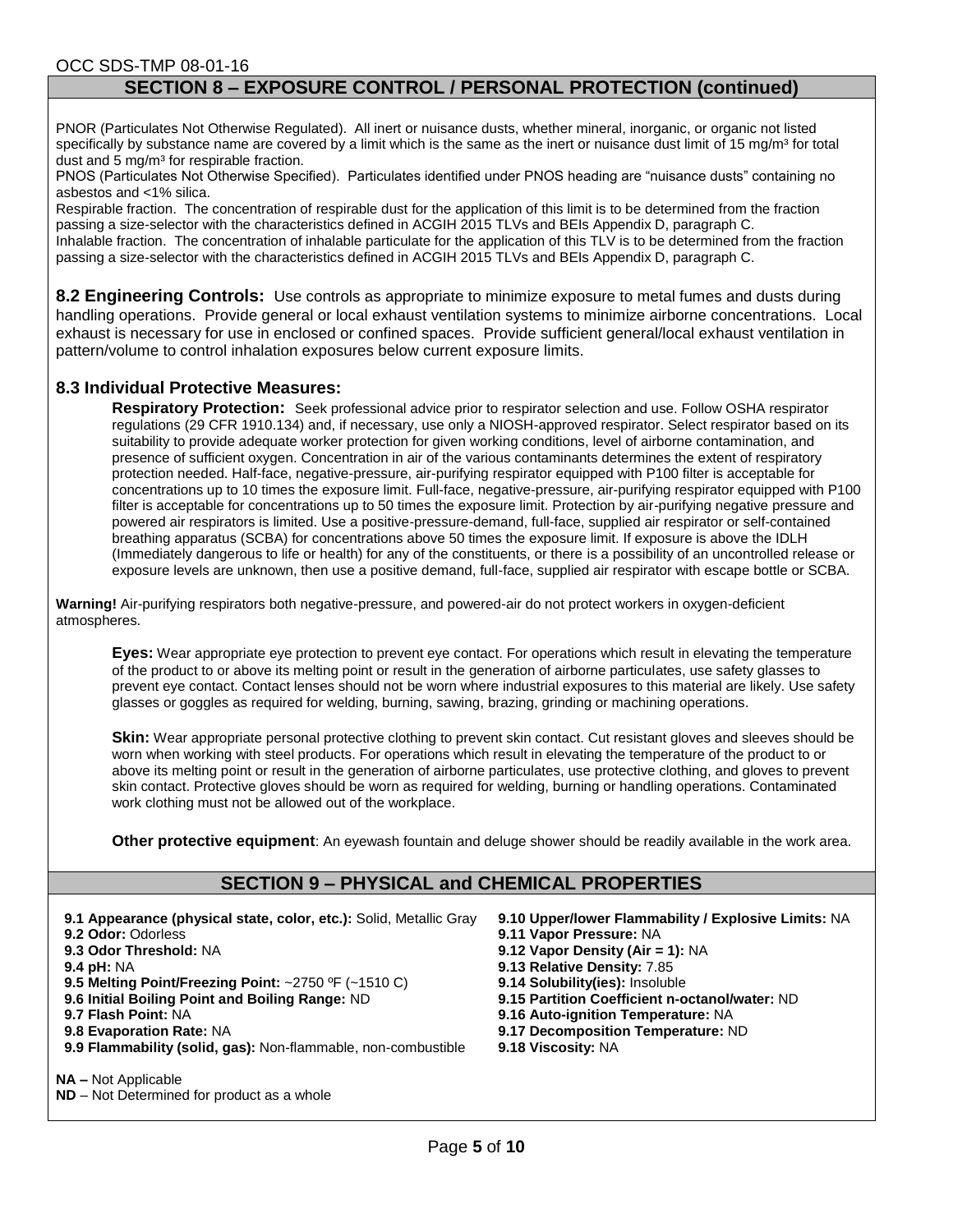## SECTION 8 – EXPOSURE CONTROL / PERSONAL PROTECTION (continued)

PNOR (Particulates Not Otherwise Regulated). All inert or nuisance dusts, whether mineral, inorganic, or organic not listed specifically by substance name are covered by a limit which is the same as the inert or nuisance dust limit of 15 mg/m³ for total dust and 5 mg/m³ for respirable fraction.

PNOS (Particulates Not Otherwise Specified). Particulates identified under PNOS heading are "nuisance dusts" containing no asbestos and <1% silica.

Respirable fraction. The concentration of respirable dust for the application of this limit is to be determined from the fraction passing a size-selector with the characteristics defined in ACGIH 2015 TLVs and BEIs Appendix D, paragraph C.

Inhalable fraction. The concentration of inhalable particulate for the application of this TLV is to be determined from the fraction passing a size-selector with the characteristics defined in ACGIH 2015 TLVs and BEIs Appendix D, paragraph C.

**8.2 Engineering Controls:** Use controls as appropriate to minimize exposure to metal fumes and dusts during handling operations. Provide general or local exhaust ventilation systems to minimize airborne concentrations. Local exhaust is necessary for use in enclosed or confined spaces. Provide sufficient general/local exhaust ventilation in pattern/volume to control inhalation exposures below current exposure limits.

### 8.3 Individual Protective Measures:

**Respiratory Protection:** Seek professional advice prior to respirator selection and use. Follow OSHA respirator regulations (29 CFR 1910.134) and, if necessary, use only a NIOSH-approved respirator. Select respirator based on its suitability to provide adequate worker protection for given working conditions, level of airborne contamination, and presence of sufficient oxygen. Concentration in air of the various contaminants determines the extent of respiratory protection needed. Half-face, negative-pressure, air-purifying respirator equipped with P100 filter is acceptable for concentrations up to 10 times the exposure limit. Full-face, negative-pressure, air-purifying respirator equipped with P100 filter is acceptable for concentrations up to 50 times the exposure limit. Protection by air-purifying negative pressure and powered air respirators is limited. Use a positive-pressure-demand, full-face, supplied air respirator or self-contained breathing apparatus (SCBA) for concentrations above 50 times the exposure limit. If exposure is above the IDLH (Immediately dangerous to life or health) for any of the constituents, or there is a possibility of an uncontrolled release or exposure levels are unknown, then use a positive demand, full-face, supplied air respirator with escape bottle or SCBA.

**Warning!** Air-purifying respirators both negative-pressure, and powered-air do not protect workers in oxygen-deficient atmospheres.

**Eyes:** Wear appropriate eye protection to prevent eye contact. For operations which result in elevating the temperature of the product to or above its melting point or result in the generation of airborne particulates, use safety glasses to prevent eye contact. Contact lenses should not be worn where industrial exposures to this material are likely. Use safety glasses or goggles as required for welding, burning, sawing, brazing, grinding or machining operations.

**Skin:** Wear appropriate personal protective clothing to prevent skin contact. Cut resistant gloves and sleeves should be worn when working with steel products. For operations which result in elevating the temperature of the product to or above its melting point or result in the generation of airborne particulates, use protective clothing, and gloves to prevent skin contact. Protective gloves should be worn as required for welding, burning or handling operations. Contaminated work clothing must not be allowed out of the workplace.

**Other protective equipment**: An eyewash fountain and deluge shower should be readily available in the work area.

## SECTION 9 – PHYSICAL and CHEMICAL PROPERTIES

**9.1 Appearance (physical state, color, etc.):** Solid, Metallic Gray
**9.2 Odor:** Odorless
**9.3 Odor Threshold:** NA
**9.4 pH:** NA
**9.5 Melting Point/Freezing Point:** ~2750 ºF (~1510 C)
**9.6 Initial Boiling Point and Boiling Range:** ND
**9.7 Flash Point:** NA
**9.8 Evaporation Rate:** NA
**9.9 Flammability (solid, gas):** Non-flammable, non-combustible
**9.10 Upper/lower Flammability / Explosive Limits:** NA
**9.11 Vapor Pressure:** NA
**9.12 Vapor Density (Air = 1):** NA
**9.13 Relative Density:** 7.85
**9.14 Solubility(ies):** Insoluble
**9.15 Partition Coefficient n-octanol/water:** ND
**9.16 Auto-ignition Temperature:** NA
**9.17 Decomposition Temperature:** ND
**9.18 Viscosity:** NA

**NA –** Not Applicable
**ND** – Not Determined for product as a whole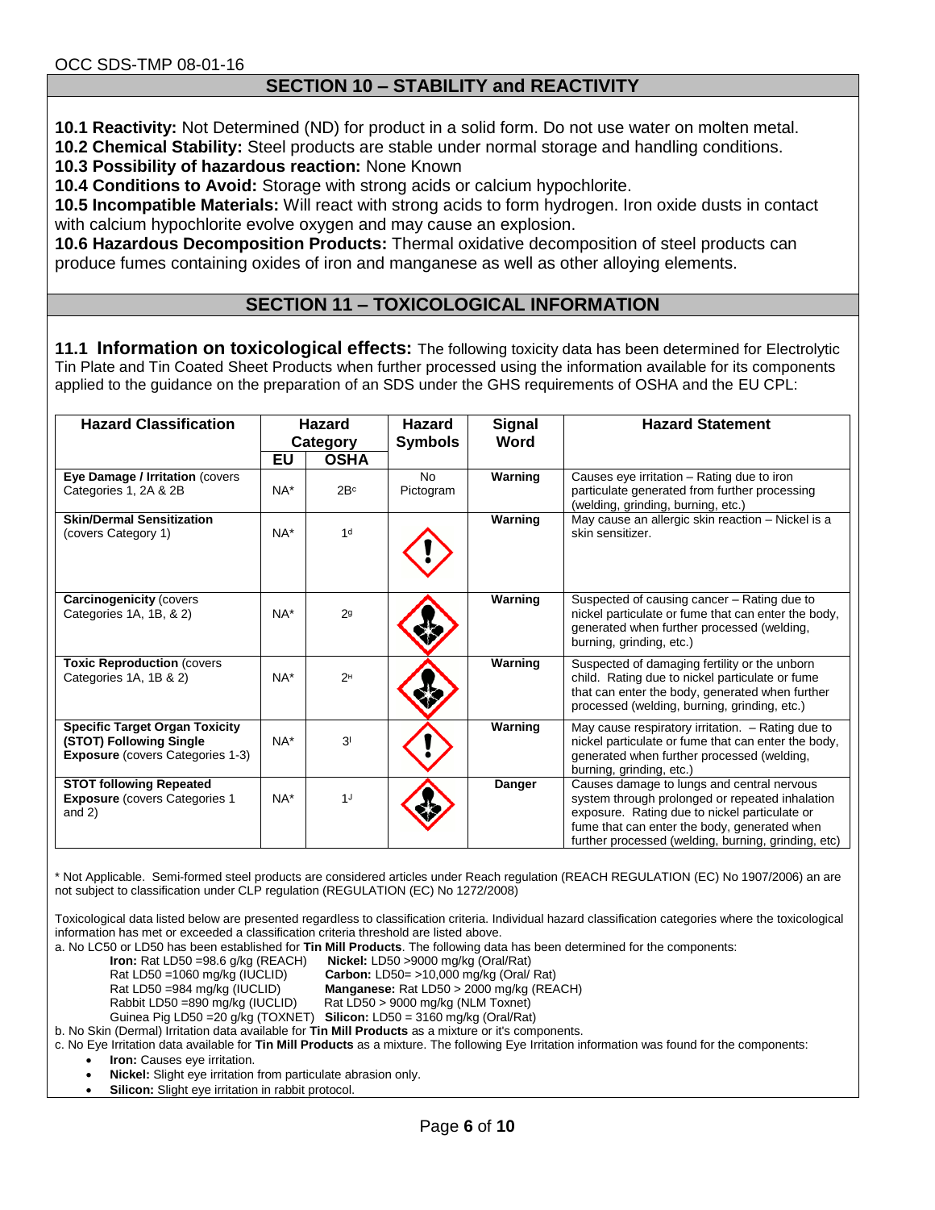OCC SDS-TMP 08-01-16

## SECTION 10 – STABILITY and REACTIVITY

**10.1 Reactivity:** Not Determined (ND) for product in a solid form. Do not use water on molten metal.
**10.2 Chemical Stability:** Steel products are stable under normal storage and handling conditions.
**10.3 Possibility of hazardous reaction:** None Known
**10.4 Conditions to Avoid:** Storage with strong acids or calcium hypochlorite.
**10.5 Incompatible Materials:** Will react with strong acids to form hydrogen. Iron oxide dusts in contact with calcium hypochlorite evolve oxygen and may cause an explosion.
**10.6 Hazardous Decomposition Products:** Thermal oxidative decomposition of steel products can produce fumes containing oxides of iron and manganese as well as other alloying elements.

## SECTION 11 – TOXICOLOGICAL INFORMATION

**11.1 Information on toxicological effects:** The following toxicity data has been determined for Electrolytic Tin Plate and Tin Coated Sheet Products when further processed using the information available for its components applied to the guidance on the preparation of an SDS under the GHS requirements of OSHA and the EU CPL:

| Hazard Classification | Hazard Category | | Hazard Symbols | Signal Word | Hazard Statement |
|---|---|---|---|---|---|
| | EU | OSHA | | | |
| **Eye Damage / Irritation** (covers Categories 1, 2A & 2B | NA* | 2B[c] | No Pictogram | **Warning** | Causes eye irritation – Rating due to iron particulate generated from further processing (welding, grinding, burning, etc.) |
| **Skin/Dermal Sensitization** (covers Category 1) | NA* | 1[d] | | **Warning** | May cause an allergic skin reaction – Nickel is a skin sensitizer. |
| **Carcinogenicity** (covers Categories 1A, 1B, & 2) | NA* | 2[g] | | **Warning** | Suspected of causing cancer – Rating due to nickel particulate or fume that can enter the body, generated when further processed (welding, burning, grinding, etc.) |
| **Toxic Reproduction** (covers Categories 1A, 1B & 2) | NA* | 2[H] | | **Warning** | Suspected of damaging fertility or the unborn child. Rating due to nickel particulate or fume that can enter the body, generated when further processed (welding, burning, grinding, etc.) |
| **Specific Target Organ Toxicity (STOT) Following Single Exposure** (covers Categories 1-3) | NA* | 3[I] | | **Warning** | May cause respiratory irritation. – Rating due to nickel particulate or fume that can enter the body, generated when further processed (welding, burning, grinding, etc.) |
| **STOT following Repeated Exposure** (covers Categories 1 and 2) | NA* | 1[J] | | **Danger** | Causes damage to lungs and central nervous system through prolonged or repeated inhalation exposure. Rating due to nickel particulate or fume that can enter the body, generated when further processed (welding, burning, grinding, etc) |

\* Not Applicable. Semi-formed steel products are considered articles under Reach regulation (REACH REGULATION (EC) No 1907/2006) an are not subject to classification under CLP regulation (REGULATION (EC) No 1272/2008)

Toxicological data listed below are presented regardless to classification criteria. Individual hazard classification categories where the toxicological information has met or exceeded a classification criteria threshold are listed above.

a. No LC50 or LD50 has been established for **Tin Mill Products**. The following data has been determined for the components:

**Iron:** Rat LD50 =98.6 g/kg (REACH)
Rat LD50 =1060 mg/kg (IUCLID)
Rat LD50 =984 mg/kg (IUCLID)
Rabbit LD50 =890 mg/kg (IUCLID)
Guinea Pig LD50 =20 g/kg (TOXNET)

**Nickel:** LD50 >9000 mg/kg (Oral/Rat)
**Carbon:** LD50= >10,000 mg/kg (Oral/ Rat)
**Manganese:** Rat LD50 > 2000 mg/kg (REACH)
Rat LD50 > 9000 mg/kg (NLM Toxnet)
**Silicon:** LD50 = 3160 mg/kg (Oral/Rat)

b. No Skin (Dermal) Irritation data available for **Tin Mill Products** as a mixture or it's components.

c. No Eye Irritation data available for **Tin Mill Products** as a mixture. The following Eye Irritation information was found for the components:

- **Iron:** Causes eye irritation.
- **Nickel:** Slight eye irritation from particulate abrasion only.
- **Silicon:** Slight eye irritation in rabbit protocol.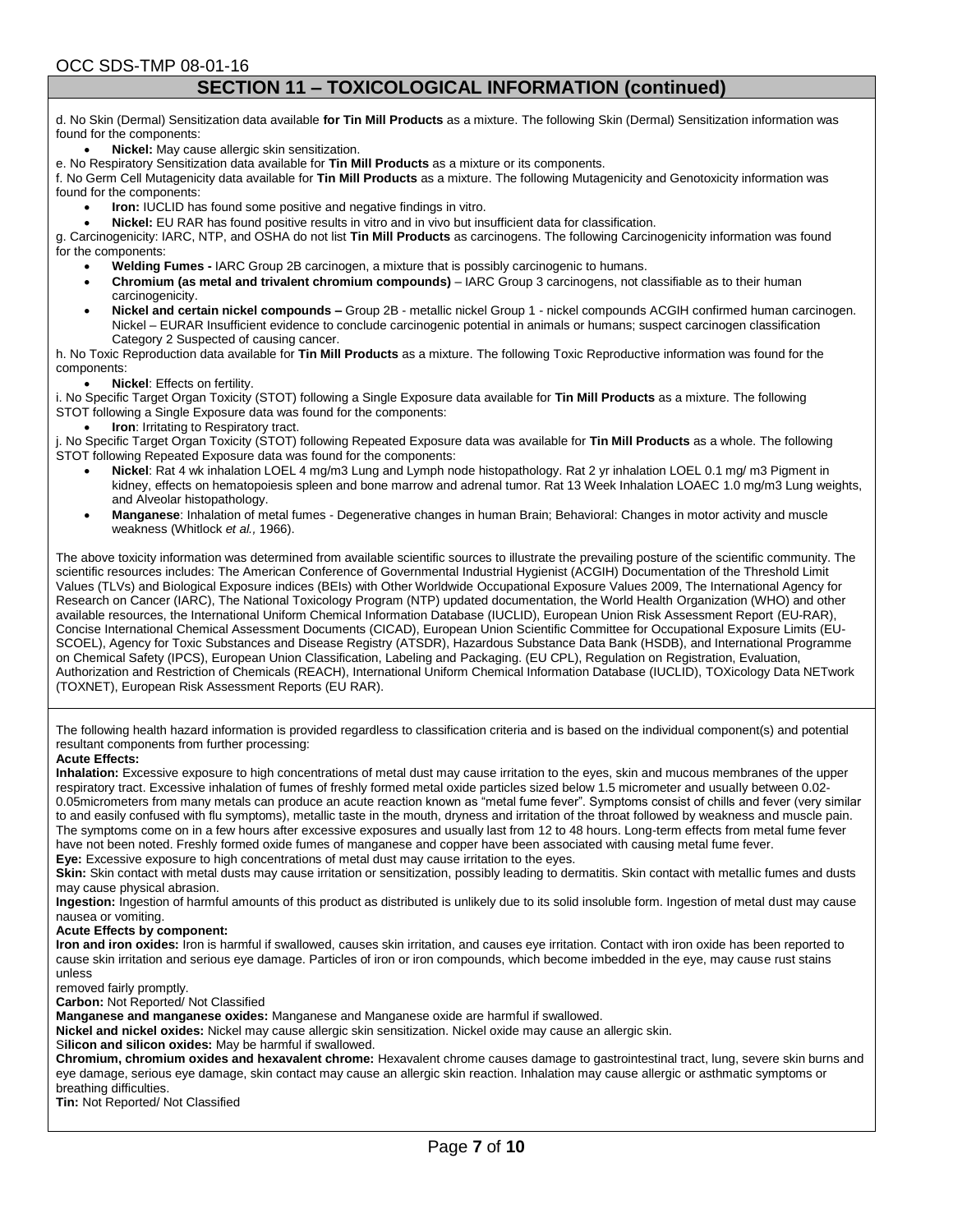## SECTION 11 – TOXICOLOGICAL INFORMATION (continued)

d. No Skin (Dermal) Sensitization data available **for Tin Mill Products** as a mixture. The following Skin (Dermal) Sensitization information was found for the components:

- **Nickel:** May cause allergic skin sensitization.

e. No Respiratory Sensitization data available for **Tin Mill Products** as a mixture or its components.

f. No Germ Cell Mutagenicity data available for **Tin Mill Products** as a mixture. The following Mutagenicity and Genotoxicity information was found for the components:

- **Iron:** IUCLID has found some positive and negative findings in vitro.
- **Nickel:** EU RAR has found positive results in vitro and in vivo but insufficient data for classification.

g. Carcinogenicity: IARC, NTP, and OSHA do not list **Tin Mill Products** as carcinogens. The following Carcinogenicity information was found for the components:

- **Welding Fumes -** IARC Group 2B carcinogen, a mixture that is possibly carcinogenic to humans.
- **Chromium (as metal and trivalent chromium compounds)** – IARC Group 3 carcinogens, not classifiable as to their human carcinogenicity.
- **Nickel and certain nickel compounds –** Group 2B - metallic nickel Group 1 - nickel compounds ACGIH confirmed human carcinogen. Nickel – EURAR Insufficient evidence to conclude carcinogenic potential in animals or humans; suspect carcinogen classification Category 2 Suspected of causing cancer.

h. No Toxic Reproduction data available for **Tin Mill Products** as a mixture. The following Toxic Reproductive information was found for the components:

- **Nickel**: Effects on fertility.

i. No Specific Target Organ Toxicity (STOT) following a Single Exposure data available for **Tin Mill Products** as a mixture. The following STOT following a Single Exposure data was found for the components:

- **Iron**: Irritating to Respiratory tract.

j. No Specific Target Organ Toxicity (STOT) following Repeated Exposure data was available for **Tin Mill Products** as a whole. The following STOT following Repeated Exposure data was found for the components:

- **Nickel**: Rat 4 wk inhalation LOEL 4 mg/m3 Lung and Lymph node histopathology. Rat 2 yr inhalation LOEL 0.1 mg/ m3 Pigment in kidney, effects on hematopoiesis spleen and bone marrow and adrenal tumor. Rat 13 Week Inhalation LOAEC 1.0 mg/m3 Lung weights, and Alveolar histopathology.
- **Manganese**: Inhalation of metal fumes - Degenerative changes in human Brain; Behavioral: Changes in motor activity and muscle weakness (Whitlock *et al.,* 1966).

The above toxicity information was determined from available scientific sources to illustrate the prevailing posture of the scientific community. The scientific resources includes: The American Conference of Governmental Industrial Hygienist (ACGIH) Documentation of the Threshold Limit Values (TLVs) and Biological Exposure indices (BEIs) with Other Worldwide Occupational Exposure Values 2009, The International Agency for Research on Cancer (IARC), The National Toxicology Program (NTP) updated documentation, the World Health Organization (WHO) and other available resources, the International Uniform Chemical Information Database (IUCLID), European Union Risk Assessment Report (EU-RAR), Concise International Chemical Assessment Documents (CICAD), European Union Scientific Committee for Occupational Exposure Limits (EU-SCOEL), Agency for Toxic Substances and Disease Registry (ATSDR), Hazardous Substance Data Bank (HSDB), and International Programme on Chemical Safety (IPCS), European Union Classification, Labeling and Packaging. (EU CPL), Regulation on Registration, Evaluation, Authorization and Restriction of Chemicals (REACH), International Uniform Chemical Information Database (IUCLID), TOXicology Data NETwork (TOXNET), European Risk Assessment Reports (EU RAR).

The following health hazard information is provided regardless to classification criteria and is based on the individual component(s) and potential resultant components from further processing:

**Acute Effects:**

**Inhalation:** Excessive exposure to high concentrations of metal dust may cause irritation to the eyes, skin and mucous membranes of the upper respiratory tract. Excessive inhalation of fumes of freshly formed metal oxide particles sized below 1.5 micrometer and usually between 0.02-0.05micrometers from many metals can produce an acute reaction known as "metal fume fever". Symptoms consist of chills and fever (very similar to and easily confused with flu symptoms), metallic taste in the mouth, dryness and irritation of the throat followed by weakness and muscle pain. The symptoms come on in a few hours after excessive exposures and usually last from 12 to 48 hours. Long-term effects from metal fume fever have not been noted. Freshly formed oxide fumes of manganese and copper have been associated with causing metal fume fever.

**Eye:** Excessive exposure to high concentrations of metal dust may cause irritation to the eyes.

**Skin:** Skin contact with metal dusts may cause irritation or sensitization, possibly leading to dermatitis. Skin contact with metallic fumes and dusts may cause physical abrasion.

**Ingestion:** Ingestion of harmful amounts of this product as distributed is unlikely due to its solid insoluble form. Ingestion of metal dust may cause nausea or vomiting.

**Acute Effects by component:**

**Iron and iron oxides:** Iron is harmful if swallowed, causes skin irritation, and causes eye irritation. Contact with iron oxide has been reported to cause skin irritation and serious eye damage. Particles of iron or iron compounds, which become imbedded in the eye, may cause rust stains unless removed fairly promptly.

**Carbon:** Not Reported/ Not Classified

**Manganese and manganese oxides:** Manganese and Manganese oxide are harmful if swallowed.

**Nickel and nickel oxides:** Nickel may cause allergic skin sensitization. Nickel oxide may cause an allergic skin.

**Silicon and silicon oxides:** May be harmful if swallowed.

**Chromium, chromium oxides and hexavalent chrome:** Hexavalent chrome causes damage to gastrointestinal tract, lung, severe skin burns and eye damage, serious eye damage, skin contact may cause an allergic skin reaction. Inhalation may cause allergic or asthmatic symptoms or breathing difficulties.

**Tin:** Not Reported/ Not Classified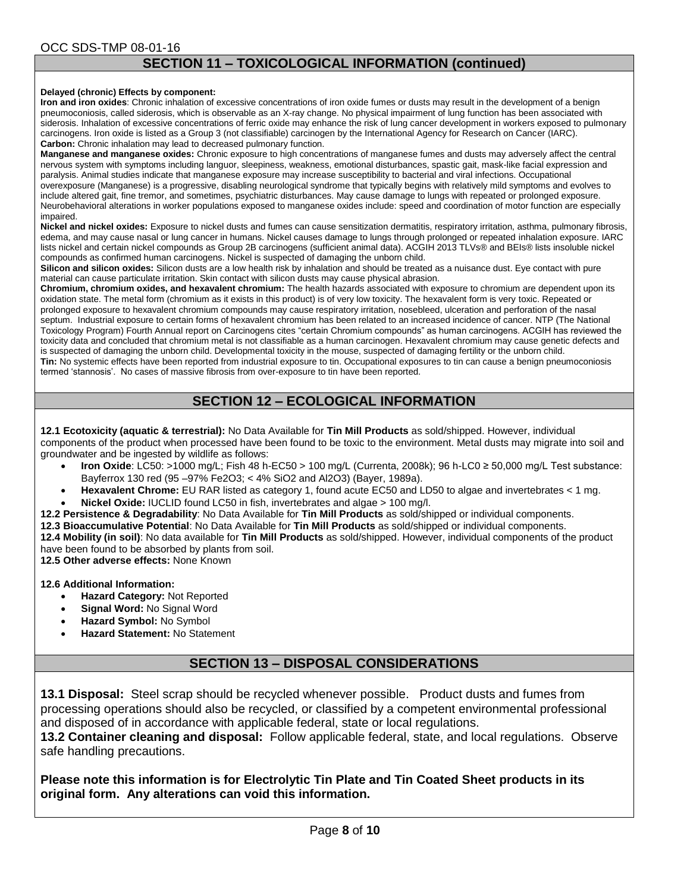## SECTION 11 – TOXICOLOGICAL INFORMATION (continued)

**Delayed (chronic) Effects by component:**

**Iron and iron oxides**: Chronic inhalation of excessive concentrations of iron oxide fumes or dusts may result in the development of a benign pneumoconiosis, called siderosis, which is observable as an X-ray change. No physical impairment of lung function has been associated with siderosis. Inhalation of excessive concentrations of ferric oxide may enhance the risk of lung cancer development in workers exposed to pulmonary carcinogens. Iron oxide is listed as a Group 3 (not classifiable) carcinogen by the International Agency for Research on Cancer (IARC).

**Carbon:** Chronic inhalation may lead to decreased pulmonary function.

**Manganese and manganese oxides:** Chronic exposure to high concentrations of manganese fumes and dusts may adversely affect the central nervous system with symptoms including languor, sleepiness, weakness, emotional disturbances, spastic gait, mask-like facial expression and paralysis. Animal studies indicate that manganese exposure may increase susceptibility to bacterial and viral infections. Occupational overexposure (Manganese) is a progressive, disabling neurological syndrome that typically begins with relatively mild symptoms and evolves to include altered gait, fine tremor, and sometimes, psychiatric disturbances. May cause damage to lungs with repeated or prolonged exposure. Neurobehavioral alterations in worker populations exposed to manganese oxides include: speed and coordination of motor function are especially impaired.

**Nickel and nickel oxides:** Exposure to nickel dusts and fumes can cause sensitization dermatitis, respiratory irritation, asthma, pulmonary fibrosis, edema, and may cause nasal or lung cancer in humans. Nickel causes damage to lungs through prolonged or repeated inhalation exposure. IARC lists nickel and certain nickel compounds as Group 2B carcinogens (sufficient animal data). ACGIH 2013 TLVs® and BEIs® lists insoluble nickel compounds as confirmed human carcinogens. Nickel is suspected of damaging the unborn child.

**Silicon and silicon oxides:** Silicon dusts are a low health risk by inhalation and should be treated as a nuisance dust. Eye contact with pure material can cause particulate irritation. Skin contact with silicon dusts may cause physical abrasion.

**Chromium, chromium oxides, and hexavalent chromium:** The health hazards associated with exposure to chromium are dependent upon its oxidation state. The metal form (chromium as it exists in this product) is of very low toxicity. The hexavalent form is very toxic. Repeated or prolonged exposure to hexavalent chromium compounds may cause respiratory irritation, nosebleed, ulceration and perforation of the nasal septum. Industrial exposure to certain forms of hexavalent chromium has been related to an increased incidence of cancer. NTP (The National Toxicology Program) Fourth Annual report on Carcinogens cites "certain Chromium compounds" as human carcinogens. ACGIH has reviewed the toxicity data and concluded that chromium metal is not classifiable as a human carcinogen. Hexavalent chromium may cause genetic defects and is suspected of damaging the unborn child. Developmental toxicity in the mouse, suspected of damaging fertility or the unborn child.

**Tin:** No systemic effects have been reported from industrial exposure to tin. Occupational exposures to tin can cause a benign pneumoconiosis termed 'stannosis'. No cases of massive fibrosis from over-exposure to tin have been reported.

## SECTION 12 – ECOLOGICAL INFORMATION

**12.1 Ecotoxicity (aquatic & terrestrial):** No Data Available for **Tin Mill Products** as sold/shipped. However, individual components of the product when processed have been found to be toxic to the environment. Metal dusts may migrate into soil and groundwater and be ingested by wildlife as follows:

- **Iron Oxide**: LC50: >1000 mg/L; Fish 48 h-EC50 > 100 mg/L (Currenta, 2008k); 96 h-LC0 ≥ 50,000 mg/L Test substance: Bayferrox 130 red (95 –97% $Fe_2O_3$; < 4% $SiO_2$ and $Al_2O_3$) (Bayer, 1989a).
- **Hexavalent Chrome:** EU RAR listed as category 1, found acute EC50 and LD50 to algae and invertebrates < 1 mg.
- **Nickel Oxide:** IUCLID found LC50 in fish, invertebrates and algae > 100 mg/l.

**12.2 Persistence & Degradability**: No Data Available for **Tin Mill Products** as sold/shipped or individual components.

**12.3 Bioaccumulative Potential**: No Data Available for **Tin Mill Products** as sold/shipped or individual components.

**12.4 Mobility (in soil)**: No data available for **Tin Mill Products** as sold/shipped. However, individual components of the product have been found to be absorbed by plants from soil.

**12.5 Other adverse effects:** None Known

**12.6 Additional Information:**

- **Hazard Category:** Not Reported
- **Signal Word:** No Signal Word
- **Hazard Symbol:** No Symbol
- **Hazard Statement:** No Statement

## SECTION 13 – DISPOSAL CONSIDERATIONS

**13.1 Disposal:** Steel scrap should be recycled whenever possible. Product dusts and fumes from processing operations should also be recycled, or classified by a competent environmental professional and disposed of in accordance with applicable federal, state or local regulations.

**13.2 Container cleaning and disposal:** Follow applicable federal, state, and local regulations. Observe safe handling precautions.

**Please note this information is for Electrolytic Tin Plate and Tin Coated Sheet products in its original form. Any alterations can void this information.**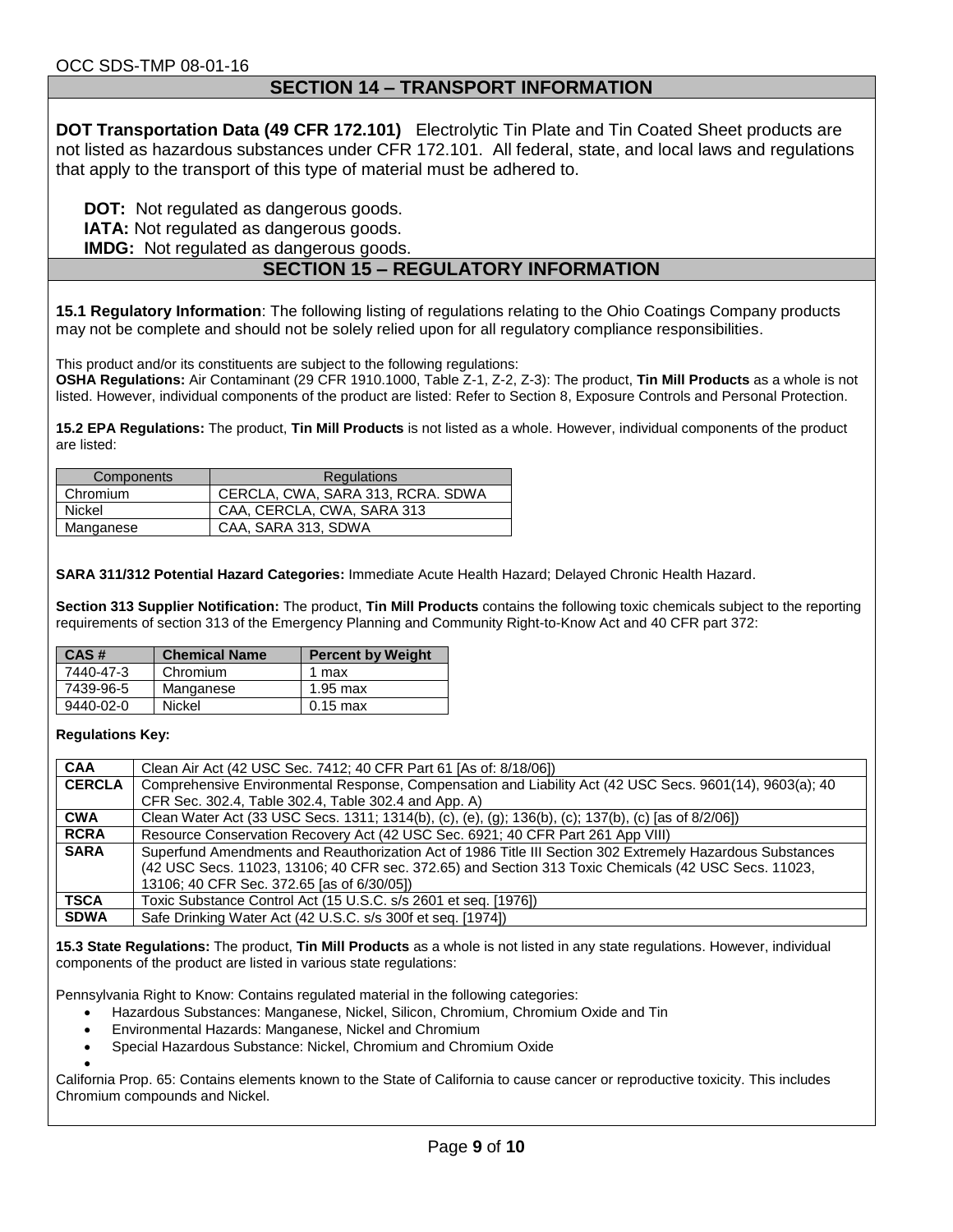## SECTION 14 – TRANSPORT INFORMATION

**DOT Transportation Data (49 CFR 172.101)** Electrolytic Tin Plate and Tin Coated Sheet products are not listed as hazardous substances under CFR 172.101. All federal, state, and local laws and regulations that apply to the transport of this type of material must be adhered to.

**DOT:** Not regulated as dangerous goods.
**IATA:** Not regulated as dangerous goods.
**IMDG:** Not regulated as dangerous goods.

## SECTION 15 – REGULATORY INFORMATION

**15.1 Regulatory Information**: The following listing of regulations relating to the Ohio Coatings Company products may not be complete and should not be solely relied upon for all regulatory compliance responsibilities.

This product and/or its constituents are subject to the following regulations:
**OSHA Regulations:** Air Contaminant (29 CFR 1910.1000, Table Z-1, Z-2, Z-3): The product, **Tin Mill Products** as a whole is not listed. However, individual components of the product are listed: Refer to Section 8, Exposure Controls and Personal Protection.

**15.2 EPA Regulations:** The product, **Tin Mill Products** is not listed as a whole. However, individual components of the product are listed:

| Components | Regulations |
|---|---|
| Chromium | CERCLA, CWA, SARA 313, RCRA. SDWA |
| Nickel | CAA, CERCLA, CWA, SARA 313 |
| Manganese | CAA, SARA 313, SDWA |

**SARA 311/312 Potential Hazard Categories:** Immediate Acute Health Hazard; Delayed Chronic Health Hazard.

**Section 313 Supplier Notification:** The product, **Tin Mill Products** contains the following toxic chemicals subject to the reporting requirements of section 313 of the Emergency Planning and Community Right-to-Know Act and 40 CFR part 372:

| CAS # | Chemical Name | Percent by Weight |
|---|---|---|
| 7440-47-3 | Chromium | 1 max |
| 7439-96-5 | Manganese | 1.95 max |
| 9440-02-0 | Nickel | 0.15 max |

**Regulations Key:**

| | |
|---|---|
| **CAA** | Clean Air Act (42 USC Sec. 7412; 40 CFR Part 61 [As of: 8/18/06]) |
| **CERCLA** | Comprehensive Environmental Response, Compensation and Liability Act (42 USC Secs. 9601(14), 9603(a); 40 CFR Sec. 302.4, Table 302.4, Table 302.4 and App. A) |
| **CWA** | Clean Water Act (33 USC Secs. 1311; 1314(b), (c), (e), (g); 136(b), (c); 137(b), (c) [as of 8/2/06]) |
| **RCRA** | Resource Conservation Recovery Act (42 USC Sec. 6921; 40 CFR Part 261 App VIII) |
| **SARA** | Superfund Amendments and Reauthorization Act of 1986 Title III Section 302 Extremely Hazardous Substances (42 USC Secs. 11023, 13106; 40 CFR sec. 372.65) and Section 313 Toxic Chemicals (42 USC Secs. 11023, 13106; 40 CFR Sec. 372.65 [as of 6/30/05]) |
| **TSCA** | Toxic Substance Control Act (15 U.S.C. s/s 2601 et seq. [1976]) |
| **SDWA** | Safe Drinking Water Act (42 U.S.C. s/s 300f et seq. [1974]) |

**15.3 State Regulations:** The product, **Tin Mill Products** as a whole is not listed in any state regulations. However, individual components of the product are listed in various state regulations:

Pennsylvania Right to Know: Contains regulated material in the following categories:

- Hazardous Substances: Manganese, Nickel, Silicon, Chromium, Chromium Oxide and Tin
- Environmental Hazards: Manganese, Nickel and Chromium
- Special Hazardous Substance: Nickel, Chromium and Chromium Oxide

California Prop. 65: Contains elements known to the State of California to cause cancer or reproductive toxicity. This includes Chromium compounds and Nickel.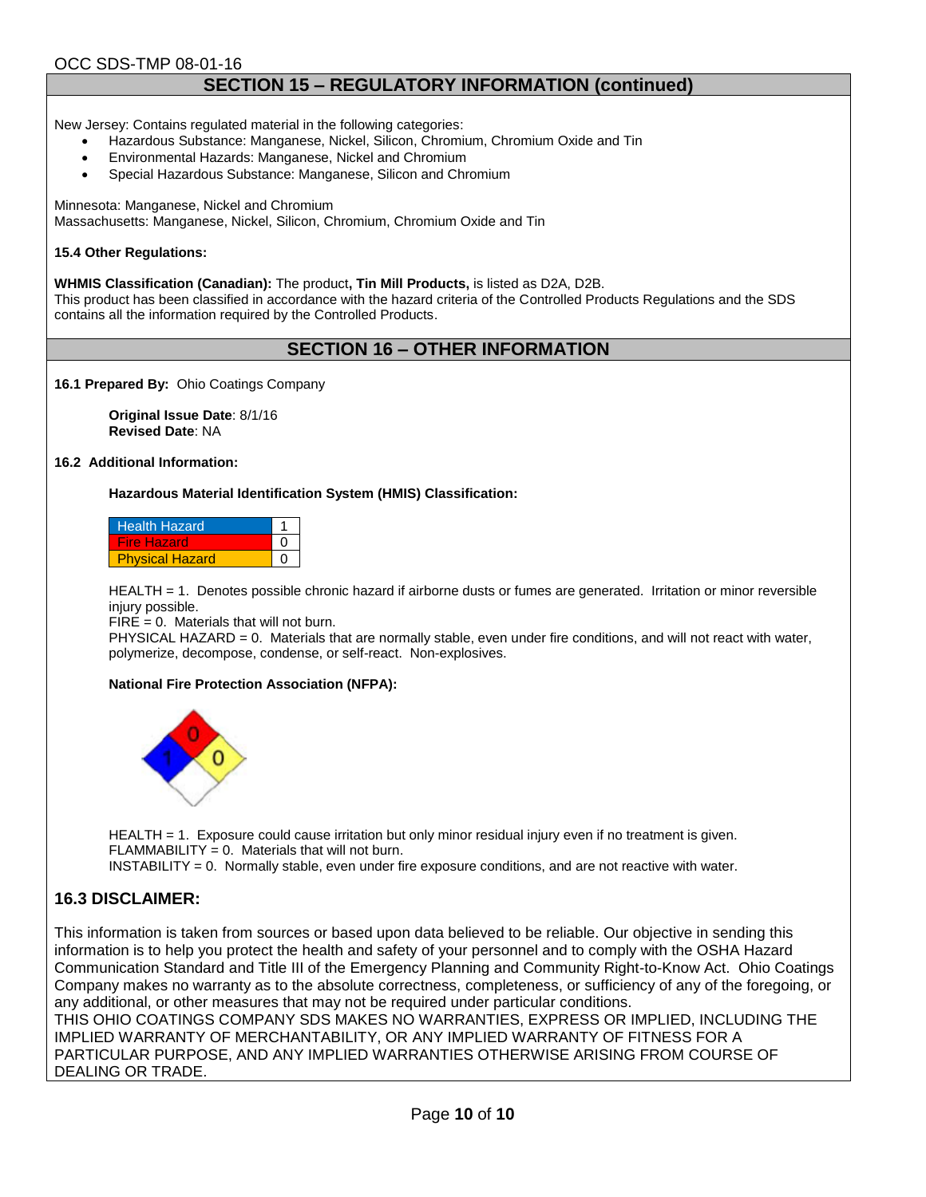## SECTION 15 – REGULATORY INFORMATION (continued)

New Jersey: Contains regulated material in the following categories:

- Hazardous Substance: Manganese, Nickel, Silicon, Chromium, Chromium Oxide and Tin
- Environmental Hazards: Manganese, Nickel and Chromium
- Special Hazardous Substance: Manganese, Silicon and Chromium

Minnesota: Manganese, Nickel and Chromium
Massachusetts: Manganese, Nickel, Silicon, Chromium, Chromium Oxide and Tin

**15.4 Other Regulations:**

**WHMIS Classification (Canadian):** The product**, Tin Mill Products,** is listed as D2A, D2B.
This product has been classified in accordance with the hazard criteria of the Controlled Products Regulations and the SDS contains all the information required by the Controlled Products.

## SECTION 16 – OTHER INFORMATION

**16.1 Prepared By:** Ohio Coatings Company

**Original Issue Date**: 8/1/16
**Revised Date**: NA

**16.2 Additional Information:**

**Hazardous Material Identification System (HMIS) Classification:**

| | |
|---|---|
| Health Hazard | 1 |
| Fire Hazard | 0 |
| Physical Hazard | 0 |

HEALTH = 1. Denotes possible chronic hazard if airborne dusts or fumes are generated. Irritation or minor reversible injury possible.
FIRE = 0. Materials that will not burn.
PHYSICAL HAZARD = 0. Materials that are normally stable, even under fire conditions, and will not react with water, polymerize, decompose, condense, or self-react. Non-explosives.

**National Fire Protection Association (NFPA):**

0
1 0

HEALTH = 1. Exposure could cause irritation but only minor residual injury even if no treatment is given.
FLAMMABILITY = 0. Materials that will not burn.
INSTABILITY = 0. Normally stable, even under fire exposure conditions, and are not reactive with water.

### 16.3 DISCLAIMER:

This information is taken from sources or based upon data believed to be reliable. Our objective in sending this information is to help you protect the health and safety of your personnel and to comply with the OSHA Hazard Communication Standard and Title III of the Emergency Planning and Community Right-to-Know Act. Ohio Coatings Company makes no warranty as to the absolute correctness, completeness, or sufficiency of any of the foregoing, or any additional, or other measures that may not be required under particular conditions.
THIS OHIO COATINGS COMPANY SDS MAKES NO WARRANTIES, EXPRESS OR IMPLIED, INCLUDING THE IMPLIED WARRANTY OF MERCHANTABILITY, OR ANY IMPLIED WARRANTY OF FITNESS FOR A PARTICULAR PURPOSE, AND ANY IMPLIED WARRANTIES OTHERWISE ARISING FROM COURSE OF DEALING OR TRADE.